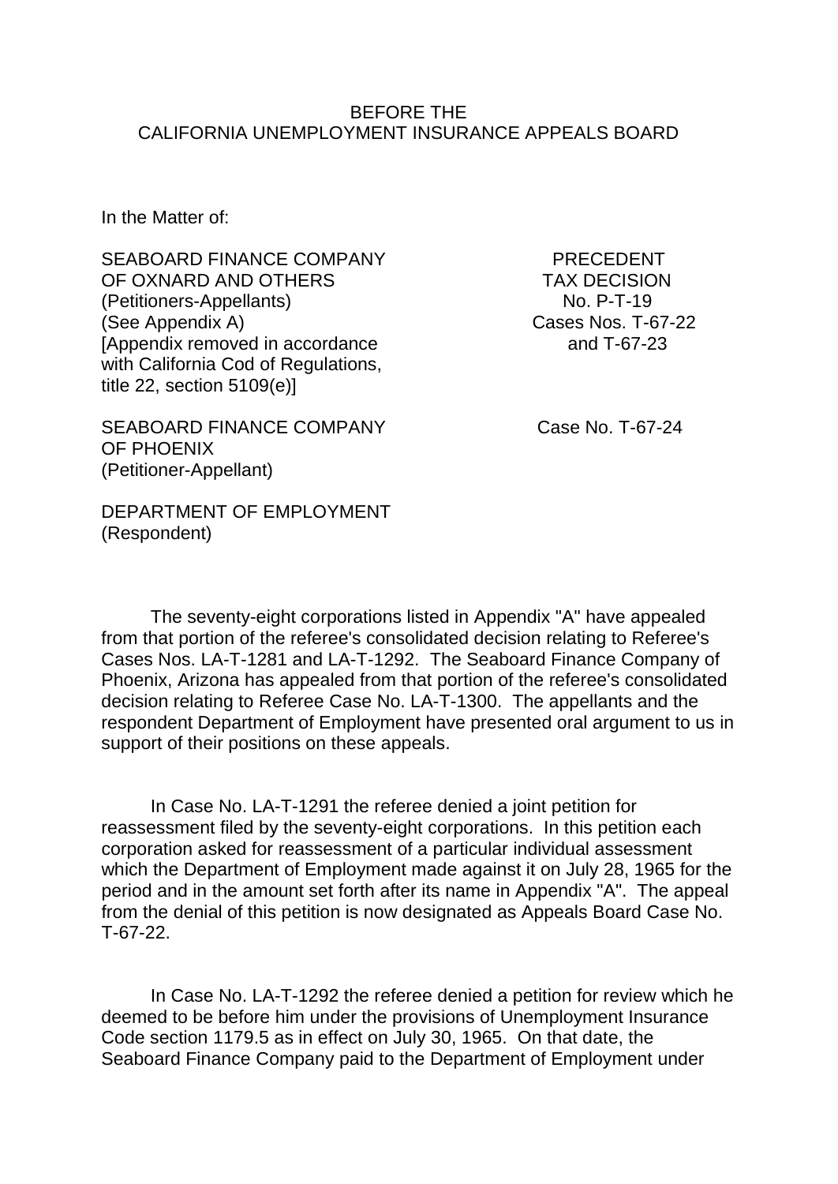BEFORE THE
CALIFORNIA UNEMPLOYMENT INSURANCE APPEALS BOARD

In the Matter of:

| | |
|---|---|
| SEABOARD FINANCE COMPANY OF OXNARD AND OTHERS (Petitioners-Appellants) (See Appendix A) [Appendix removed in accordance with California Cod of Regulations, title 22, section 5109(e)] | PRECEDENT TAX DECISION No. P-T-19 Cases Nos. T-67-22 and T-67-23 |
| SEABOARD FINANCE COMPANY OF PHOENIX (Petitioner-Appellant) | Case No. T-67-24 |
| DEPARTMENT OF EMPLOYMENT (Respondent) | |

The seventy-eight corporations listed in Appendix "A" have appealed from that portion of the referee's consolidated decision relating to Referee's Cases Nos. LA-T-1281 and LA-T-1292. The Seaboard Finance Company of Phoenix, Arizona has appealed from that portion of the referee's consolidated decision relating to Referee Case No. LA-T-1300. The appellants and the respondent Department of Employment have presented oral argument to us in support of their positions on these appeals.

In Case No. LA-T-1291 the referee denied a joint petition for reassessment filed by the seventy-eight corporations. In this petition each corporation asked for reassessment of a particular individual assessment which the Department of Employment made against it on July 28, 1965 for the period and in the amount set forth after its name in Appendix "A". The appeal from the denial of this petition is now designated as Appeals Board Case No. T-67-22.

In Case No. LA-T-1292 the referee denied a petition for review which he deemed to be before him under the provisions of Unemployment Insurance Code section 1179.5 as in effect on July 30, 1965. On that date, the Seaboard Finance Company paid to the Department of Employment under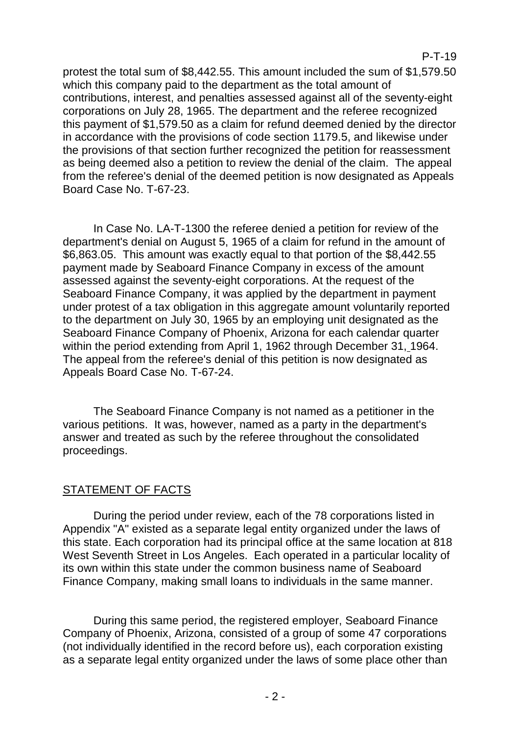protest the total sum of $8,442.55. This amount included the sum of $1,579.50 which this company paid to the department as the total amount of contributions, interest, and penalties assessed against all of the seventy-eight corporations on July 28, 1965. The department and the referee recognized this payment of $1,579.50 as a claim for refund deemed denied by the director in accordance with the provisions of code section 1179.5, and likewise under the provisions of that section further recognized the petition for reassessment as being deemed also a petition to review the denial of the claim. The appeal from the referee's denial of the deemed petition is now designated as Appeals Board Case No. T-67-23.

In Case No. LA-T-1300 the referee denied a petition for review of the department's denial on August 5, 1965 of a claim for refund in the amount of $6,863.05. This amount was exactly equal to that portion of the $8,442.55 payment made by Seaboard Finance Company in excess of the amount assessed against the seventy-eight corporations. At the request of the Seaboard Finance Company, it was applied by the department in payment under protest of a tax obligation in this aggregate amount voluntarily reported to the department on July 30, 1965 by an employing unit designated as the Seaboard Finance Company of Phoenix, Arizona for each calendar quarter within the period extending from April 1, 1962 through December 31, 1964. The appeal from the referee's denial of this petition is now designated as Appeals Board Case No. T-67-24.

The Seaboard Finance Company is not named as a petitioner in the various petitions. It was, however, named as a party in the department's answer and treated as such by the referee throughout the consolidated proceedings.

## STATEMENT OF FACTS

During the period under review, each of the 78 corporations listed in Appendix "A" existed as a separate legal entity organized under the laws of this state. Each corporation had its principal office at the same location at 818 West Seventh Street in Los Angeles. Each operated in a particular locality of its own within this state under the common business name of Seaboard Finance Company, making small loans to individuals in the same manner.

During this same period, the registered employer, Seaboard Finance Company of Phoenix, Arizona, consisted of a group of some 47 corporations (not individually identified in the record before us), each corporation existing as a separate legal entity organized under the laws of some place other than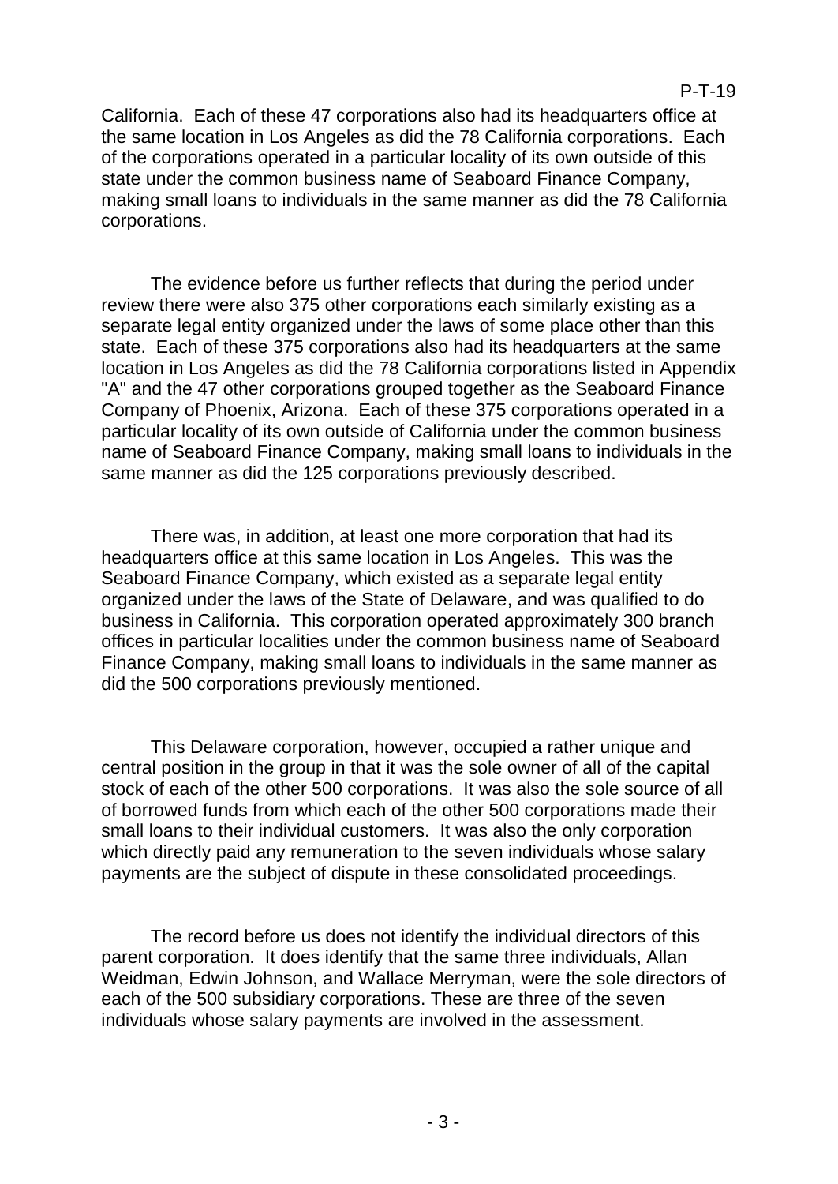California. Each of these 47 corporations also had its headquarters office at the same location in Los Angeles as did the 78 California corporations. Each of the corporations operated in a particular locality of its own outside of this state under the common business name of Seaboard Finance Company, making small loans to individuals in the same manner as did the 78 California corporations.

The evidence before us further reflects that during the period under review there were also 375 other corporations each similarly existing as a separate legal entity organized under the laws of some place other than this state. Each of these 375 corporations also had its headquarters at the same location in Los Angeles as did the 78 California corporations listed in Appendix "A" and the 47 other corporations grouped together as the Seaboard Finance Company of Phoenix, Arizona. Each of these 375 corporations operated in a particular locality of its own outside of California under the common business name of Seaboard Finance Company, making small loans to individuals in the same manner as did the 125 corporations previously described.

There was, in addition, at least one more corporation that had its headquarters office at this same location in Los Angeles. This was the Seaboard Finance Company, which existed as a separate legal entity organized under the laws of the State of Delaware, and was qualified to do business in California. This corporation operated approximately 300 branch offices in particular localities under the common business name of Seaboard Finance Company, making small loans to individuals in the same manner as did the 500 corporations previously mentioned.

This Delaware corporation, however, occupied a rather unique and central position in the group in that it was the sole owner of all of the capital stock of each of the other 500 corporations. It was also the sole source of all of borrowed funds from which each of the other 500 corporations made their small loans to their individual customers. It was also the only corporation which directly paid any remuneration to the seven individuals whose salary payments are the subject of dispute in these consolidated proceedings.

The record before us does not identify the individual directors of this parent corporation. It does identify that the same three individuals, Allan Weidman, Edwin Johnson, and Wallace Merryman, were the sole directors of each of the 500 subsidiary corporations. These are three of the seven individuals whose salary payments are involved in the assessment.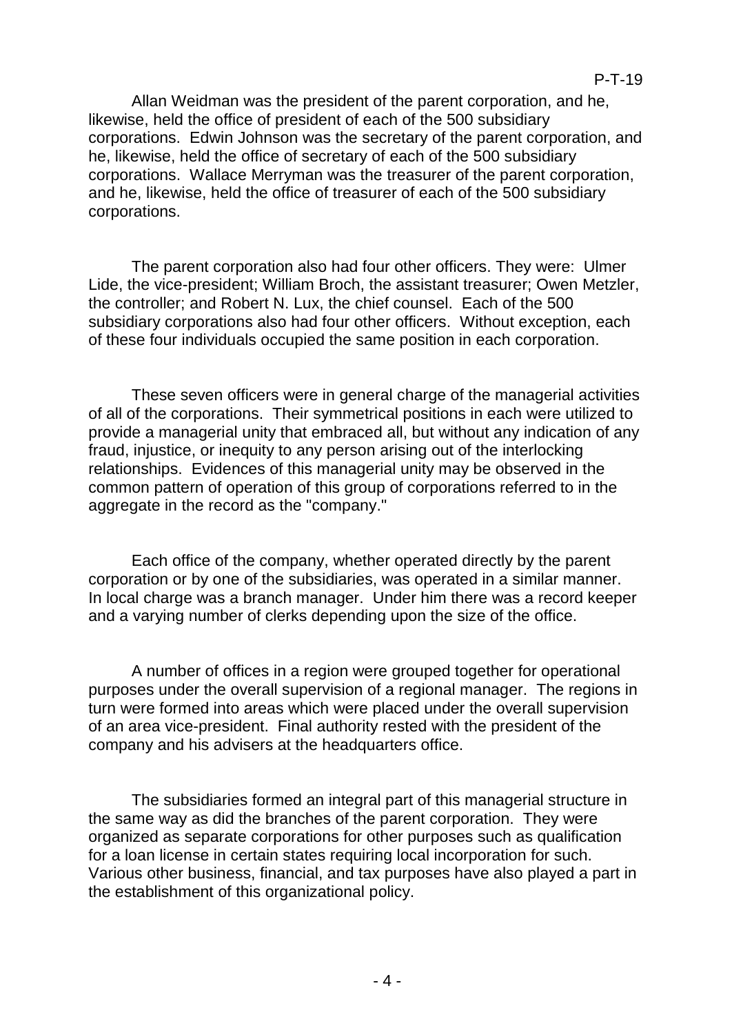Allan Weidman was the president of the parent corporation, and he, likewise, held the office of president of each of the 500 subsidiary corporations. Edwin Johnson was the secretary of the parent corporation, and he, likewise, held the office of secretary of each of the 500 subsidiary corporations. Wallace Merryman was the treasurer of the parent corporation, and he, likewise, held the office of treasurer of each of the 500 subsidiary corporations.

The parent corporation also had four other officers. They were: Ulmer Lide, the vice-president; William Broch, the assistant treasurer; Owen Metzler, the controller; and Robert N. Lux, the chief counsel. Each of the 500 subsidiary corporations also had four other officers. Without exception, each of these four individuals occupied the same position in each corporation.

These seven officers were in general charge of the managerial activities of all of the corporations. Their symmetrical positions in each were utilized to provide a managerial unity that embraced all, but without any indication of any fraud, injustice, or inequity to any person arising out of the interlocking relationships. Evidences of this managerial unity may be observed in the common pattern of operation of this group of corporations referred to in the aggregate in the record as the "company."

Each office of the company, whether operated directly by the parent corporation or by one of the subsidiaries, was operated in a similar manner. In local charge was a branch manager. Under him there was a record keeper and a varying number of clerks depending upon the size of the office.

A number of offices in a region were grouped together for operational purposes under the overall supervision of a regional manager. The regions in turn were formed into areas which were placed under the overall supervision of an area vice-president. Final authority rested with the president of the company and his advisers at the headquarters office.

The subsidiaries formed an integral part of this managerial structure in the same way as did the branches of the parent corporation. They were organized as separate corporations for other purposes such as qualification for a loan license in certain states requiring local incorporation for such. Various other business, financial, and tax purposes have also played a part in the establishment of this organizational policy.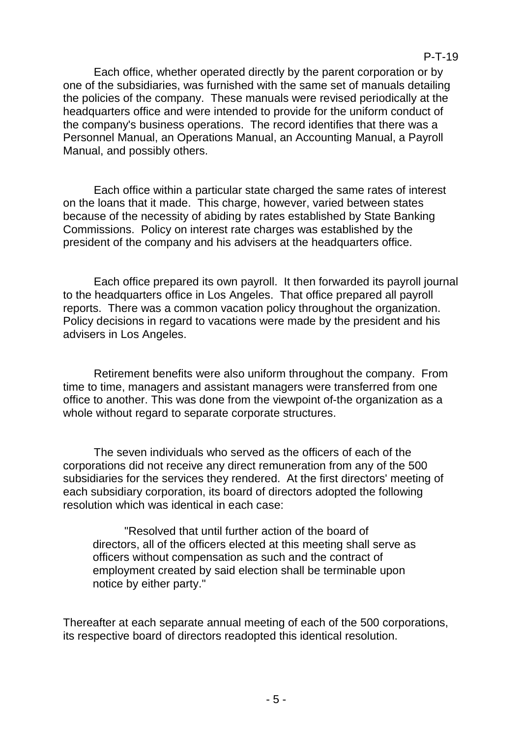Each office, whether operated directly by the parent corporation or by one of the subsidiaries, was furnished with the same set of manuals detailing the policies of the company. These manuals were revised periodically at the headquarters office and were intended to provide for the uniform conduct of the company's business operations. The record identifies that there was a Personnel Manual, an Operations Manual, an Accounting Manual, a Payroll Manual, and possibly others.

Each office within a particular state charged the same rates of interest on the loans that it made. This charge, however, varied between states because of the necessity of abiding by rates established by State Banking Commissions. Policy on interest rate charges was established by the president of the company and his advisers at the headquarters office.

Each office prepared its own payroll. It then forwarded its payroll journal to the headquarters office in Los Angeles. That office prepared all payroll reports. There was a common vacation policy throughout the organization. Policy decisions in regard to vacations were made by the president and his advisers in Los Angeles.

Retirement benefits were also uniform throughout the company. From time to time, managers and assistant managers were transferred from one office to another. This was done from the viewpoint of-the organization as a whole without regard to separate corporate structures.

The seven individuals who served as the officers of each of the corporations did not receive any direct remuneration from any of the 500 subsidiaries for the services they rendered. At the first directors' meeting of each subsidiary corporation, its board of directors adopted the following resolution which was identical in each case:

> "Resolved that until further action of the board of directors, all of the officers elected at this meeting shall serve as officers without compensation as such and the contract of employment created by said election shall be terminable upon notice by either party."

Thereafter at each separate annual meeting of each of the 500 corporations, its respective board of directors readopted this identical resolution.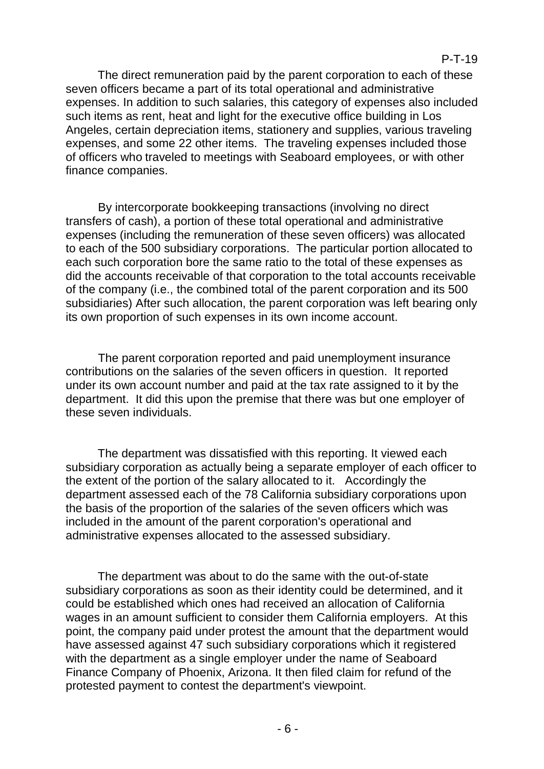The direct remuneration paid by the parent corporation to each of these seven officers became a part of its total operational and administrative expenses. In addition to such salaries, this category of expenses also included such items as rent, heat and light for the executive office building in Los Angeles, certain depreciation items, stationery and supplies, various traveling expenses, and some 22 other items. The traveling expenses included those of officers who traveled to meetings with Seaboard employees, or with other finance companies.

By intercorporate bookkeeping transactions (involving no direct transfers of cash), a portion of these total operational and administrative expenses (including the remuneration of these seven officers) was allocated to each of the 500 subsidiary corporations. The particular portion allocated to each such corporation bore the same ratio to the total of these expenses as did the accounts receivable of that corporation to the total accounts receivable of the company (i.e., the combined total of the parent corporation and its 500 subsidiaries) After such allocation, the parent corporation was left bearing only its own proportion of such expenses in its own income account.

The parent corporation reported and paid unemployment insurance contributions on the salaries of the seven officers in question. It reported under its own account number and paid at the tax rate assigned to it by the department. It did this upon the premise that there was but one employer of these seven individuals.

The department was dissatisfied with this reporting. It viewed each subsidiary corporation as actually being a separate employer of each officer to the extent of the portion of the salary allocated to it. Accordingly the department assessed each of the 78 California subsidiary corporations upon the basis of the proportion of the salaries of the seven officers which was included in the amount of the parent corporation's operational and administrative expenses allocated to the assessed subsidiary.

The department was about to do the same with the out-of-state subsidiary corporations as soon as their identity could be determined, and it could be established which ones had received an allocation of California wages in an amount sufficient to consider them California employers. At this point, the company paid under protest the amount that the department would have assessed against 47 such subsidiary corporations which it registered with the department as a single employer under the name of Seaboard Finance Company of Phoenix, Arizona. It then filed claim for refund of the protested payment to contest the department's viewpoint.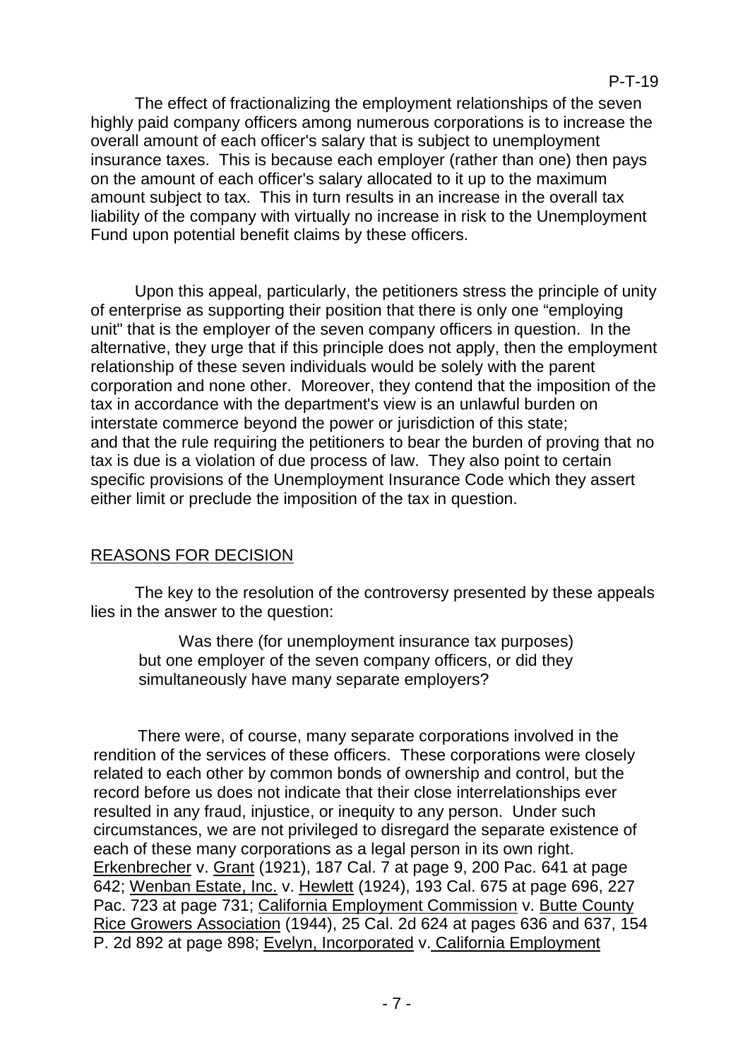The effect of fractionalizing the employment relationships of the seven highly paid company officers among numerous corporations is to increase the overall amount of each officer's salary that is subject to unemployment insurance taxes. This is because each employer (rather than one) then pays on the amount of each officer's salary allocated to it up to the maximum amount subject to tax. This in turn results in an increase in the overall tax liability of the company with virtually no increase in risk to the Unemployment Fund upon potential benefit claims by these officers.

Upon this appeal, particularly, the petitioners stress the principle of unity of enterprise as supporting their position that there is only one "employing unit" that is the employer of the seven company officers in question. In the alternative, they urge that if this principle does not apply, then the employment relationship of these seven individuals would be solely with the parent corporation and none other. Moreover, they contend that the imposition of the tax in accordance with the department's view is an unlawful burden on interstate commerce beyond the power or jurisdiction of this state; and that the rule requiring the petitioners to bear the burden of proving that no tax is due is a violation of due process of law. They also point to certain specific provisions of the Unemployment Insurance Code which they assert either limit or preclude the imposition of the tax in question.

## REASONS FOR DECISION

The key to the resolution of the controversy presented by these appeals lies in the answer to the question:

> Was there (for unemployment insurance tax purposes) but one employer of the seven company officers, or did they simultaneously have many separate employers?

There were, of course, many separate corporations involved in the rendition of the services of these officers. These corporations were closely related to each other by common bonds of ownership and control, but the record before us does not indicate that their close interrelationships ever resulted in any fraud, injustice, or inequity to any person. Under such circumstances, we are not privileged to disregard the separate existence of each of these many corporations as a legal person in its own right. Erkenbrecher v. Grant (1921), 187 Cal. 7 at page 9, 200 Pac. 641 at page 642; Wenban Estate, Inc. v. Hewlett (1924), 193 Cal. 675 at page 696, 227 Pac. 723 at page 731; California Employment Commission v. Butte County Rice Growers Association (1944), 25 Cal. 2d 624 at pages 636 and 637, 154 P. 2d 892 at page 898; Evelyn, Incorporated v. California Employment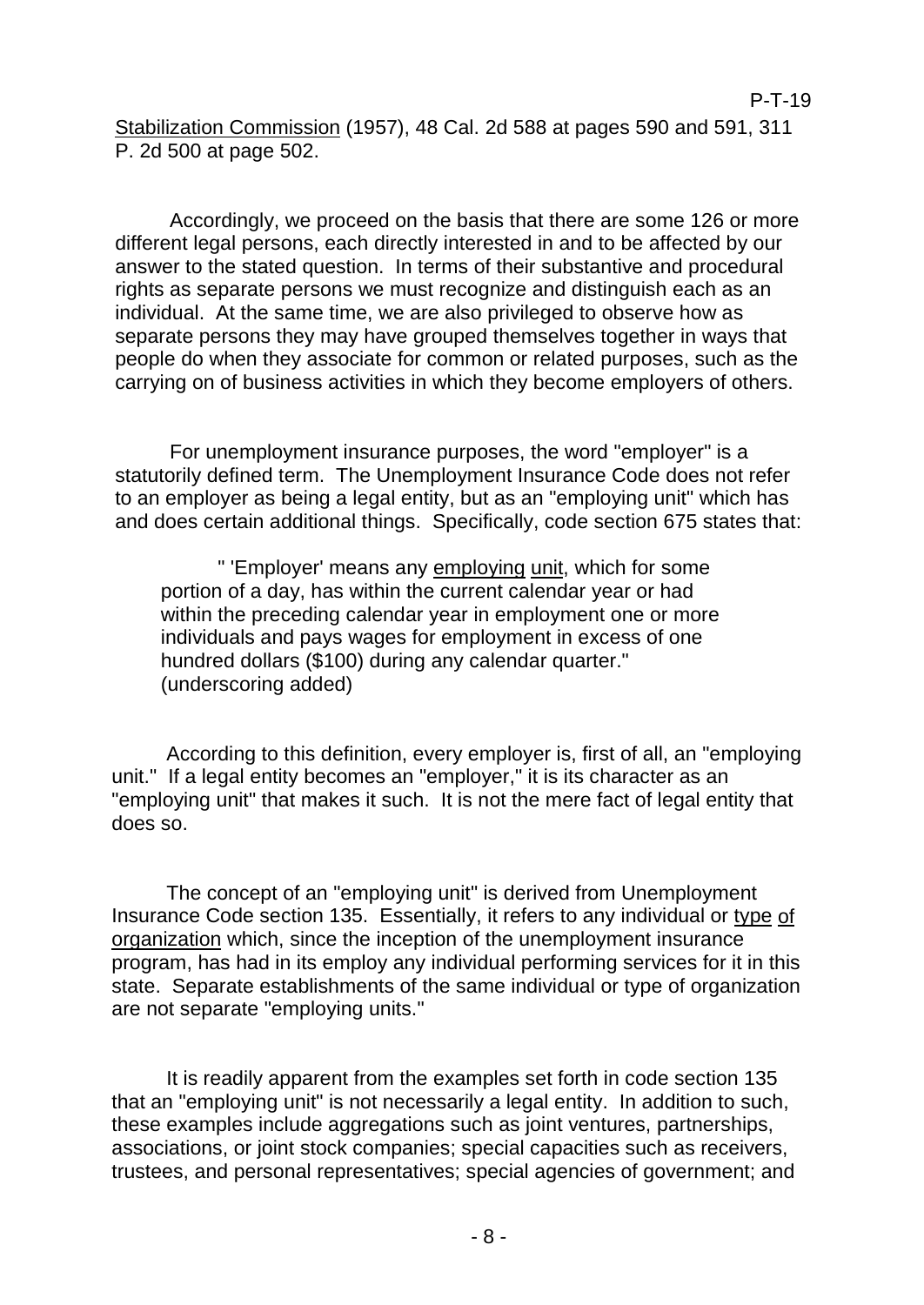Stabilization Commission (1957), 48 Cal. 2d 588 at pages 590 and 591, 311 P. 2d 500 at page 502.

Accordingly, we proceed on the basis that there are some 126 or more different legal persons, each directly interested in and to be affected by our answer to the stated question. In terms of their substantive and procedural rights as separate persons we must recognize and distinguish each as an individual. At the same time, we are also privileged to observe how as separate persons they may have grouped themselves together in ways that people do when they associate for common or related purposes, such as the carrying on of business activities in which they become employers of others.

For unemployment insurance purposes, the word "employer" is a statutorily defined term. The Unemployment Insurance Code does not refer to an employer as being a legal entity, but as an "employing unit" which has and does certain additional things. Specifically, code section 675 states that:

> " 'Employer' means any employing unit, which for some portion of a day, has within the current calendar year or had within the preceding calendar year in employment one or more individuals and pays wages for employment in excess of one hundred dollars ($100) during any calendar quarter." (underscoring added)

According to this definition, every employer is, first of all, an "employing unit." If a legal entity becomes an "employer," it is its character as an "employing unit" that makes it such. It is not the mere fact of legal entity that does so.

The concept of an "employing unit" is derived from Unemployment Insurance Code section 135. Essentially, it refers to any individual or type of organization which, since the inception of the unemployment insurance program, has had in its employ any individual performing services for it in this state. Separate establishments of the same individual or type of organization are not separate "employing units."

It is readily apparent from the examples set forth in code section 135 that an "employing unit" is not necessarily a legal entity. In addition to such, these examples include aggregations such as joint ventures, partnerships, associations, or joint stock companies; special capacities such as receivers, trustees, and personal representatives; special agencies of government; and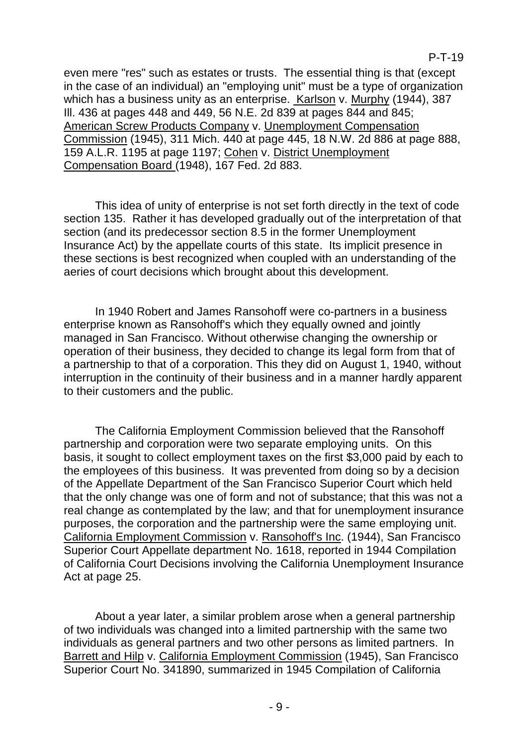even mere "res" such as estates or trusts. The essential thing is that (except in the case of an individual) an "employing unit" must be a type of organization which has a business unity as an enterprise. Karlson v. Murphy (1944), 387 Ill. 436 at pages 448 and 449, 56 N.E. 2d 839 at pages 844 and 845; American Screw Products Company v. Unemployment Compensation Commission (1945), 311 Mich. 440 at page 445, 18 N.W. 2d 886 at page 888, 159 A.L.R. 1195 at page 1197; Cohen v. District Unemployment Compensation Board (1948), 167 Fed. 2d 883.

This idea of unity of enterprise is not set forth directly in the text of code section 135. Rather it has developed gradually out of the interpretation of that section (and its predecessor section 8.5 in the former Unemployment Insurance Act) by the appellate courts of this state. Its implicit presence in these sections is best recognized when coupled with an understanding of the aeries of court decisions which brought about this development.

In 1940 Robert and James Ransohoff were co-partners in a business enterprise known as Ransohoff's which they equally owned and jointly managed in San Francisco. Without otherwise changing the ownership or operation of their business, they decided to change its legal form from that of a partnership to that of a corporation. This they did on August 1, 1940, without interruption in the continuity of their business and in a manner hardly apparent to their customers and the public.

The California Employment Commission believed that the Ransohoff partnership and corporation were two separate employing units. On this basis, it sought to collect employment taxes on the first $3,000 paid by each to the employees of this business. It was prevented from doing so by a decision of the Appellate Department of the San Francisco Superior Court which held that the only change was one of form and not of substance; that this was not a real change as contemplated by the law; and that for unemployment insurance purposes, the corporation and the partnership were the same employing unit. California Employment Commission v. Ransohoff's Inc. (1944), San Francisco Superior Court Appellate department No. 1618, reported in 1944 Compilation of California Court Decisions involving the California Unemployment Insurance Act at page 25.

About a year later, a similar problem arose when a general partnership of two individuals was changed into a limited partnership with the same two individuals as general partners and two other persons as limited partners. In Barrett and Hilp v. California Employment Commission (1945), San Francisco Superior Court No. 341890, summarized in 1945 Compilation of California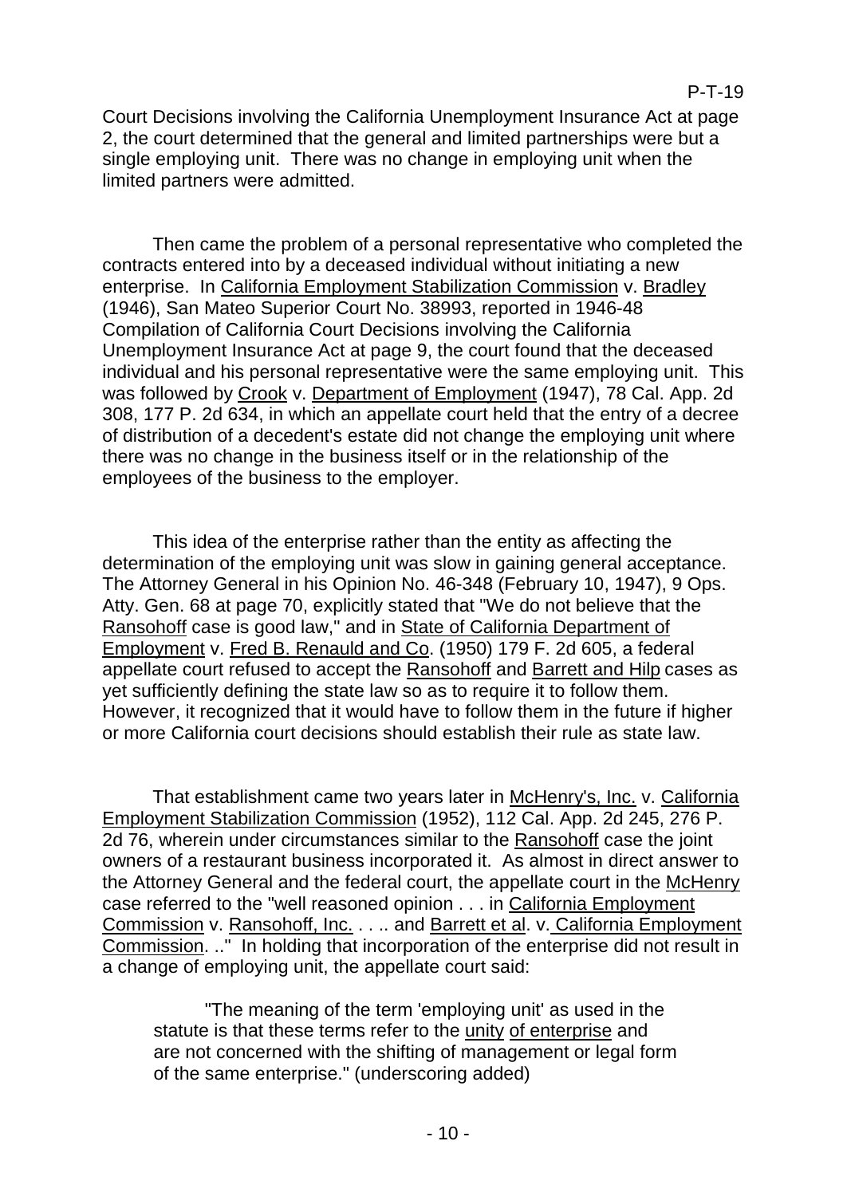Court Decisions involving the California Unemployment Insurance Act at page 2, the court determined that the general and limited partnerships were but a single employing unit. There was no change in employing unit when the limited partners were admitted.

Then came the problem of a personal representative who completed the contracts entered into by a deceased individual without initiating a new enterprise. In California Employment Stabilization Commission v. Bradley (1946), San Mateo Superior Court No. 38993, reported in 1946-48 Compilation of California Court Decisions involving the California Unemployment Insurance Act at page 9, the court found that the deceased individual and his personal representative were the same employing unit. This was followed by Crook v. Department of Employment (1947), 78 Cal. App. 2d 308, 177 P. 2d 634, in which an appellate court held that the entry of a decree of distribution of a decedent's estate did not change the employing unit where there was no change in the business itself or in the relationship of the employees of the business to the employer.

This idea of the enterprise rather than the entity as affecting the determination of the employing unit was slow in gaining general acceptance. The Attorney General in his Opinion No. 46-348 (February 10, 1947), 9 Ops. Atty. Gen. 68 at page 70, explicitly stated that "We do not believe that the Ransohoff case is good law," and in State of California Department of Employment v. Fred B. Renauld and Co. (1950) 179 F. 2d 605, a federal appellate court refused to accept the Ransohoff and Barrett and Hilp cases as yet sufficiently defining the state law so as to require it to follow them. However, it recognized that it would have to follow them in the future if higher or more California court decisions should establish their rule as state law.

That establishment came two years later in McHenry's, Inc. v. California Employment Stabilization Commission (1952), 112 Cal. App. 2d 245, 276 P. 2d 76, wherein under circumstances similar to the Ransohoff case the joint owners of a restaurant business incorporated it. As almost in direct answer to the Attorney General and the federal court, the appellate court in the McHenry case referred to the "well reasoned opinion . . . in California Employment Commission v. Ransohoff, Inc. . . .. and Barrett et al. v. California Employment Commission. .." In holding that incorporation of the enterprise did not result in a change of employing unit, the appellate court said:

> "The meaning of the term 'employing unit' as used in the statute is that these terms refer to the unity of enterprise and are not concerned with the shifting of management or legal form of the same enterprise." (underscoring added)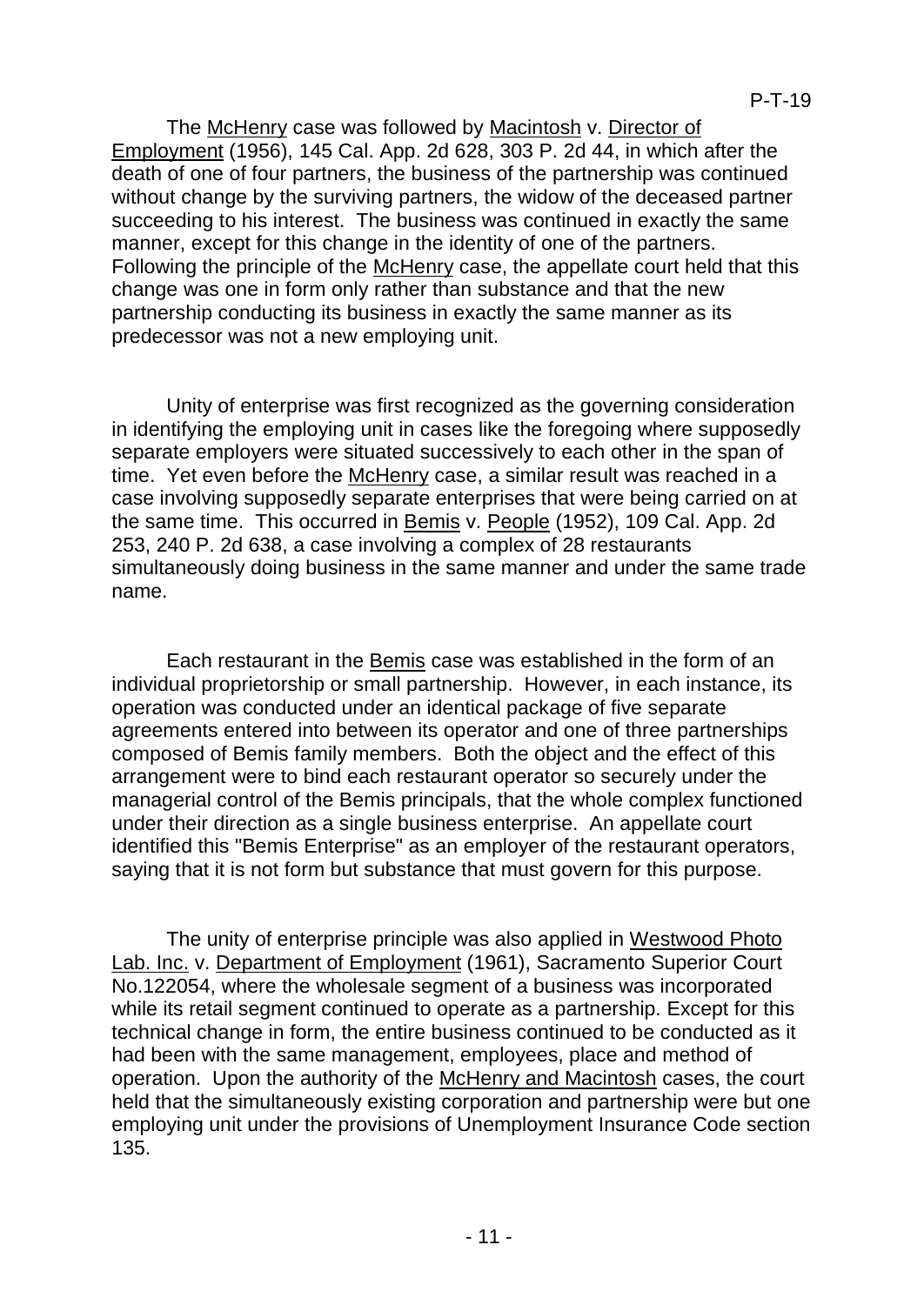The McHenry case was followed by Macintosh v. Director of Employment (1956), 145 Cal. App. 2d 628, 303 P. 2d 44, in which after the death of one of four partners, the business of the partnership was continued without change by the surviving partners, the widow of the deceased partner succeeding to his interest. The business was continued in exactly the same manner, except for this change in the identity of one of the partners. Following the principle of the McHenry case, the appellate court held that this change was one in form only rather than substance and that the new partnership conducting its business in exactly the same manner as its predecessor was not a new employing unit.

Unity of enterprise was first recognized as the governing consideration in identifying the employing unit in cases like the foregoing where supposedly separate employers were situated successively to each other in the span of time. Yet even before the McHenry case, a similar result was reached in a case involving supposedly separate enterprises that were being carried on at the same time. This occurred in Bemis v. People (1952), 109 Cal. App. 2d 253, 240 P. 2d 638, a case involving a complex of 28 restaurants simultaneously doing business in the same manner and under the same trade name.

Each restaurant in the Bemis case was established in the form of an individual proprietorship or small partnership. However, in each instance, its operation was conducted under an identical package of five separate agreements entered into between its operator and one of three partnerships composed of Bemis family members. Both the object and the effect of this arrangement were to bind each restaurant operator so securely under the managerial control of the Bemis principals, that the whole complex functioned under their direction as a single business enterprise. An appellate court identified this "Bemis Enterprise" as an employer of the restaurant operators, saying that it is not form but substance that must govern for this purpose.

The unity of enterprise principle was also applied in Westwood Photo Lab. Inc. v. Department of Employment (1961), Sacramento Superior Court No.122054, where the wholesale segment of a business was incorporated while its retail segment continued to operate as a partnership. Except for this technical change in form, the entire business continued to be conducted as it had been with the same management, employees, place and method of operation. Upon the authority of the McHenry and Macintosh cases, the court held that the simultaneously existing corporation and partnership were but one employing unit under the provisions of Unemployment Insurance Code section 135.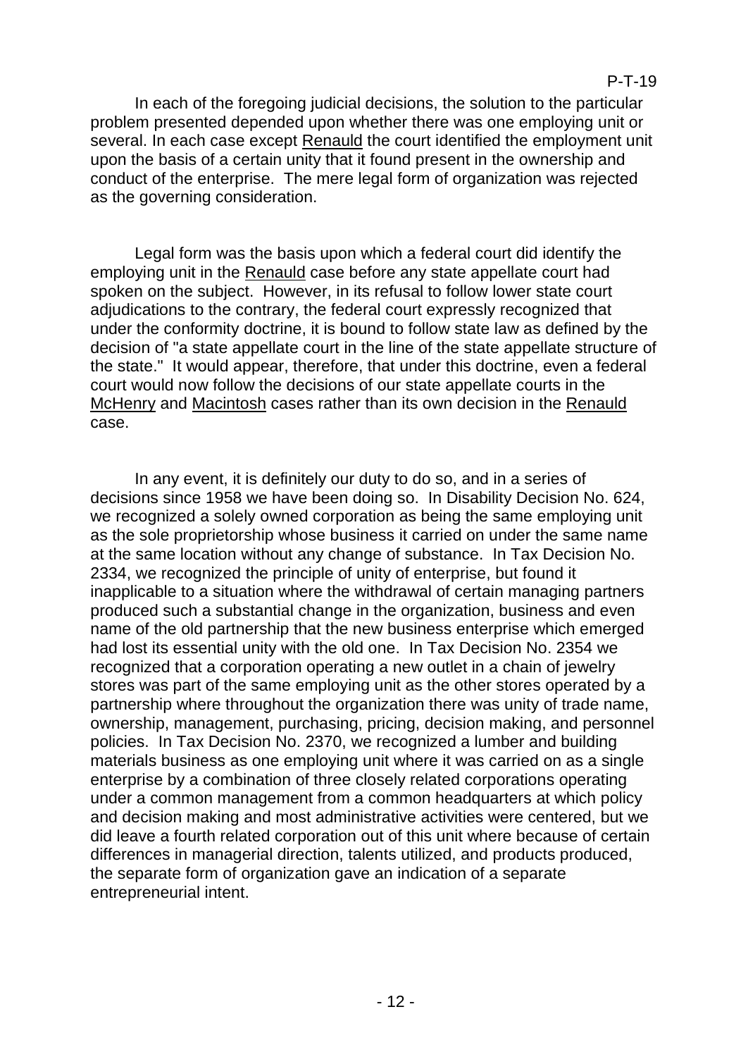In each of the foregoing judicial decisions, the solution to the particular problem presented depended upon whether there was one employing unit or several. In each case except Renauld the court identified the employment unit upon the basis of a certain unity that it found present in the ownership and conduct of the enterprise. The mere legal form of organization was rejected as the governing consideration.

Legal form was the basis upon which a federal court did identify the employing unit in the Renauld case before any state appellate court had spoken on the subject. However, in its refusal to follow lower state court adjudications to the contrary, the federal court expressly recognized that under the conformity doctrine, it is bound to follow state law as defined by the decision of "a state appellate court in the line of the state appellate structure of the state." It would appear, therefore, that under this doctrine, even a federal court would now follow the decisions of our state appellate courts in the McHenry and Macintosh cases rather than its own decision in the Renauld case.

In any event, it is definitely our duty to do so, and in a series of decisions since 1958 we have been doing so. In Disability Decision No. 624, we recognized a solely owned corporation as being the same employing unit as the sole proprietorship whose business it carried on under the same name at the same location without any change of substance. In Tax Decision No. 2334, we recognized the principle of unity of enterprise, but found it inapplicable to a situation where the withdrawal of certain managing partners produced such a substantial change in the organization, business and even name of the old partnership that the new business enterprise which emerged had lost its essential unity with the old one. In Tax Decision No. 2354 we recognized that a corporation operating a new outlet in a chain of jewelry stores was part of the same employing unit as the other stores operated by a partnership where throughout the organization there was unity of trade name, ownership, management, purchasing, pricing, decision making, and personnel policies. In Tax Decision No. 2370, we recognized a lumber and building materials business as one employing unit where it was carried on as a single enterprise by a combination of three closely related corporations operating under a common management from a common headquarters at which policy and decision making and most administrative activities were centered, but we did leave a fourth related corporation out of this unit where because of certain differences in managerial direction, talents utilized, and products produced, the separate form of organization gave an indication of a separate entrepreneurial intent.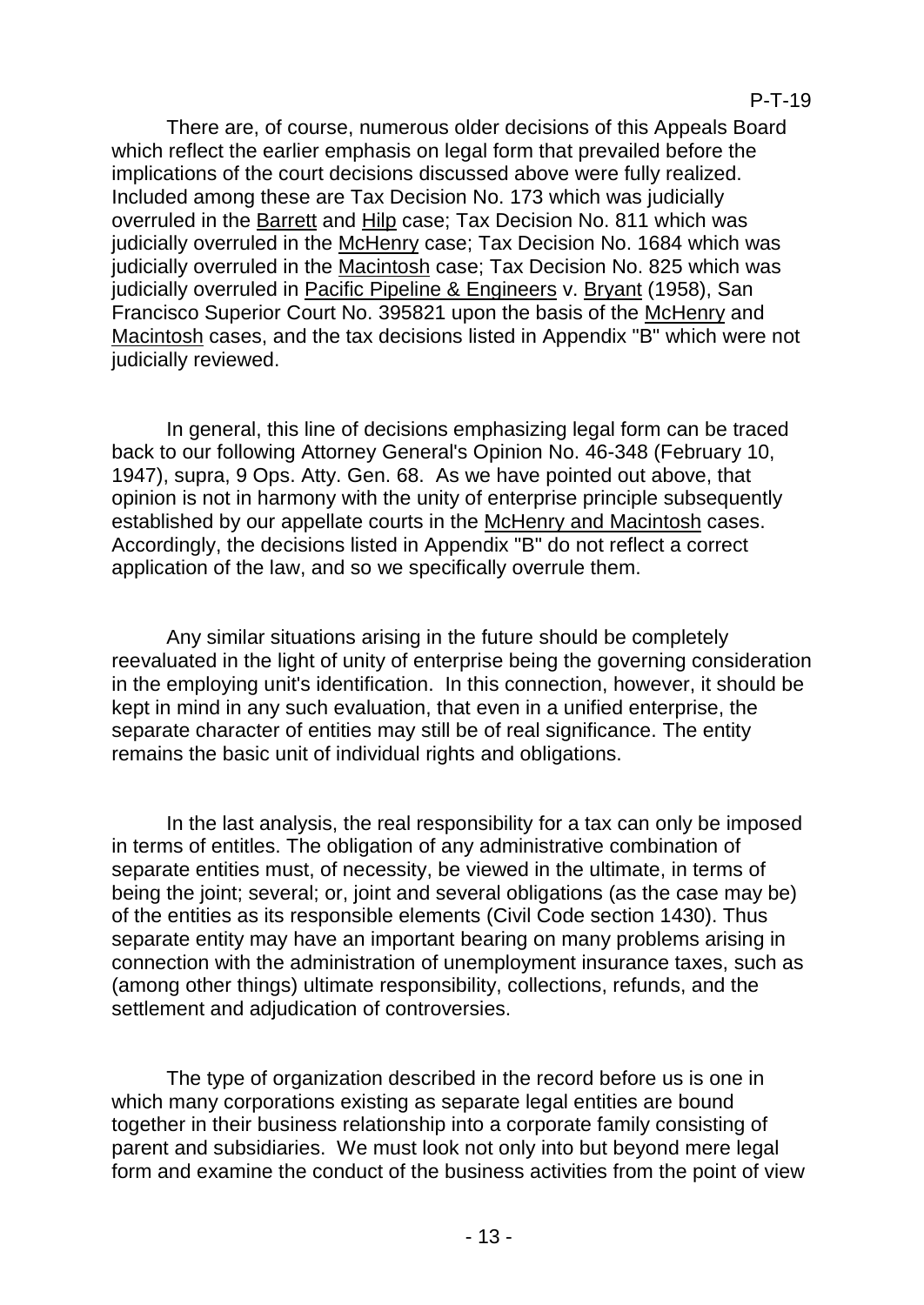There are, of course, numerous older decisions of this Appeals Board which reflect the earlier emphasis on legal form that prevailed before the implications of the court decisions discussed above were fully realized. Included among these are Tax Decision No. 173 which was judicially overruled in the Barrett and Hilp case; Tax Decision No. 811 which was judicially overruled in the McHenry case; Tax Decision No. 1684 which was judicially overruled in the Macintosh case; Tax Decision No. 825 which was judicially overruled in Pacific Pipeline & Engineers v. Bryant (1958), San Francisco Superior Court No. 395821 upon the basis of the McHenry and Macintosh cases, and the tax decisions listed in Appendix "B" which were not judicially reviewed.

In general, this line of decisions emphasizing legal form can be traced back to our following Attorney General's Opinion No. 46-348 (February 10, 1947), supra, 9 Ops. Atty. Gen. 68. As we have pointed out above, that opinion is not in harmony with the unity of enterprise principle subsequently established by our appellate courts in the McHenry and Macintosh cases. Accordingly, the decisions listed in Appendix "B" do not reflect a correct application of the law, and so we specifically overrule them.

Any similar situations arising in the future should be completely reevaluated in the light of unity of enterprise being the governing consideration in the employing unit's identification. In this connection, however, it should be kept in mind in any such evaluation, that even in a unified enterprise, the separate character of entities may still be of real significance. The entity remains the basic unit of individual rights and obligations.

In the last analysis, the real responsibility for a tax can only be imposed in terms of entitles. The obligation of any administrative combination of separate entities must, of necessity, be viewed in the ultimate, in terms of being the joint; several; or, joint and several obligations (as the case may be) of the entities as its responsible elements (Civil Code section 1430). Thus separate entity may have an important bearing on many problems arising in connection with the administration of unemployment insurance taxes, such as (among other things) ultimate responsibility, collections, refunds, and the settlement and adjudication of controversies.

The type of organization described in the record before us is one in which many corporations existing as separate legal entities are bound together in their business relationship into a corporate family consisting of parent and subsidiaries. We must look not only into but beyond mere legal form and examine the conduct of the business activities from the point of view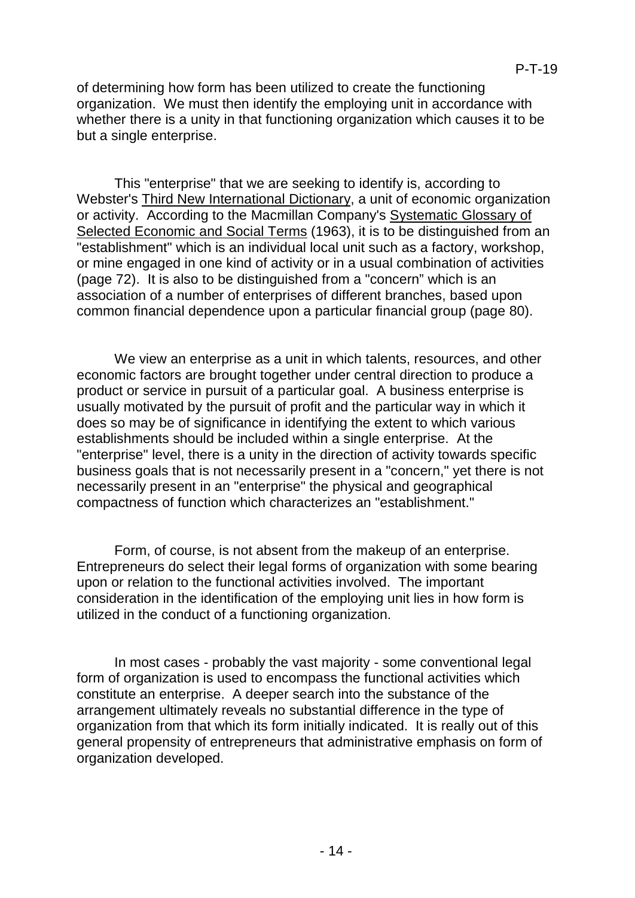of determining how form has been utilized to create the functioning organization. We must then identify the employing unit in accordance with whether there is a unity in that functioning organization which causes it to be but a single enterprise.

This "enterprise" that we are seeking to identify is, according to Webster's Third New International Dictionary, a unit of economic organization or activity. According to the Macmillan Company's Systematic Glossary of Selected Economic and Social Terms (1963), it is to be distinguished from an "establishment" which is an individual local unit such as a factory, workshop, or mine engaged in one kind of activity or in a usual combination of activities (page 72). It is also to be distinguished from a "concern" which is an association of a number of enterprises of different branches, based upon common financial dependence upon a particular financial group (page 80).

We view an enterprise as a unit in which talents, resources, and other economic factors are brought together under central direction to produce a product or service in pursuit of a particular goal. A business enterprise is usually motivated by the pursuit of profit and the particular way in which it does so may be of significance in identifying the extent to which various establishments should be included within a single enterprise. At the "enterprise" level, there is a unity in the direction of activity towards specific business goals that is not necessarily present in a "concern," yet there is not necessarily present in an "enterprise" the physical and geographical compactness of function which characterizes an "establishment."

Form, of course, is not absent from the makeup of an enterprise. Entrepreneurs do select their legal forms of organization with some bearing upon or relation to the functional activities involved. The important consideration in the identification of the employing unit lies in how form is utilized in the conduct of a functioning organization.

In most cases - probably the vast majority - some conventional legal form of organization is used to encompass the functional activities which constitute an enterprise. A deeper search into the substance of the arrangement ultimately reveals no substantial difference in the type of organization from that which its form initially indicated. It is really out of this general propensity of entrepreneurs that administrative emphasis on form of organization developed.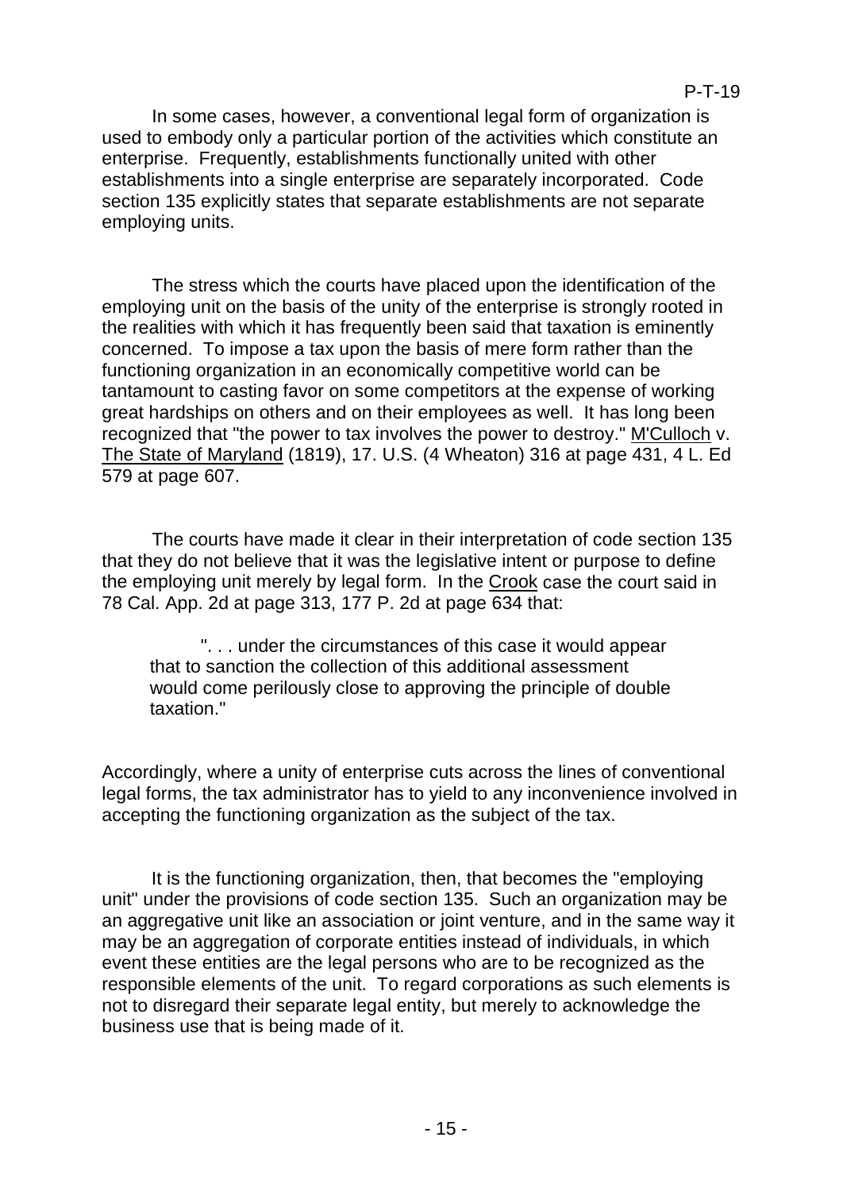In some cases, however, a conventional legal form of organization is used to embody only a particular portion of the activities which constitute an enterprise. Frequently, establishments functionally united with other establishments into a single enterprise are separately incorporated. Code section 135 explicitly states that separate establishments are not separate employing units.

The stress which the courts have placed upon the identification of the employing unit on the basis of the unity of the enterprise is strongly rooted in the realities with which it has frequently been said that taxation is eminently concerned. To impose a tax upon the basis of mere form rather than the functioning organization in an economically competitive world can be tantamount to casting favor on some competitors at the expense of working great hardships on others and on their employees as well. It has long been recognized that "the power to tax involves the power to destroy." M'Culloch v. The State of Maryland (1819), 17. U.S. (4 Wheaton) 316 at page 431, 4 L. Ed 579 at page 607.

The courts have made it clear in their interpretation of code section 135 that they do not believe that it was the legislative intent or purpose to define the employing unit merely by legal form. In the Crook case the court said in 78 Cal. App. 2d at page 313, 177 P. 2d at page 634 that:

> ". . . under the circumstances of this case it would appear that to sanction the collection of this additional assessment would come perilously close to approving the principle of double taxation."

Accordingly, where a unity of enterprise cuts across the lines of conventional legal forms, the tax administrator has to yield to any inconvenience involved in accepting the functioning organization as the subject of the tax.

It is the functioning organization, then, that becomes the "employing unit" under the provisions of code section 135. Such an organization may be an aggregative unit like an association or joint venture, and in the same way it may be an aggregation of corporate entities instead of individuals, in which event these entities are the legal persons who are to be recognized as the responsible elements of the unit. To regard corporations as such elements is not to disregard their separate legal entity, but merely to acknowledge the business use that is being made of it.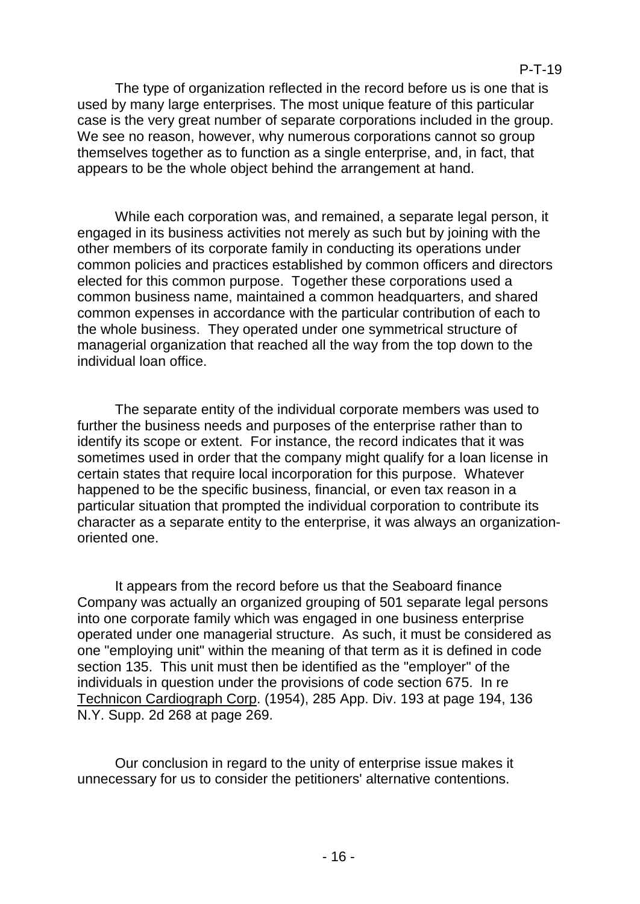The type of organization reflected in the record before us is one that is used by many large enterprises. The most unique feature of this particular case is the very great number of separate corporations included in the group. We see no reason, however, why numerous corporations cannot so group themselves together as to function as a single enterprise, and, in fact, that appears to be the whole object behind the arrangement at hand.

While each corporation was, and remained, a separate legal person, it engaged in its business activities not merely as such but by joining with the other members of its corporate family in conducting its operations under common policies and practices established by common officers and directors elected for this common purpose. Together these corporations used a common business name, maintained a common headquarters, and shared common expenses in accordance with the particular contribution of each to the whole business. They operated under one symmetrical structure of managerial organization that reached all the way from the top down to the individual loan office.

The separate entity of the individual corporate members was used to further the business needs and purposes of the enterprise rather than to identify its scope or extent. For instance, the record indicates that it was sometimes used in order that the company might qualify for a loan license in certain states that require local incorporation for this purpose. Whatever happened to be the specific business, financial, or even tax reason in a particular situation that prompted the individual corporation to contribute its character as a separate entity to the enterprise, it was always an organization-oriented one.

It appears from the record before us that the Seaboard finance Company was actually an organized grouping of 501 separate legal persons into one corporate family which was engaged in one business enterprise operated under one managerial structure. As such, it must be considered as one "employing unit" within the meaning of that term as it is defined in code section 135. This unit must then be identified as the "employer" of the individuals in question under the provisions of code section 675. In re Technicon Cardiograph Corp. (1954), 285 App. Div. 193 at page 194, 136 N.Y. Supp. 2d 268 at page 269.

Our conclusion in regard to the unity of enterprise issue makes it unnecessary for us to consider the petitioners' alternative contentions.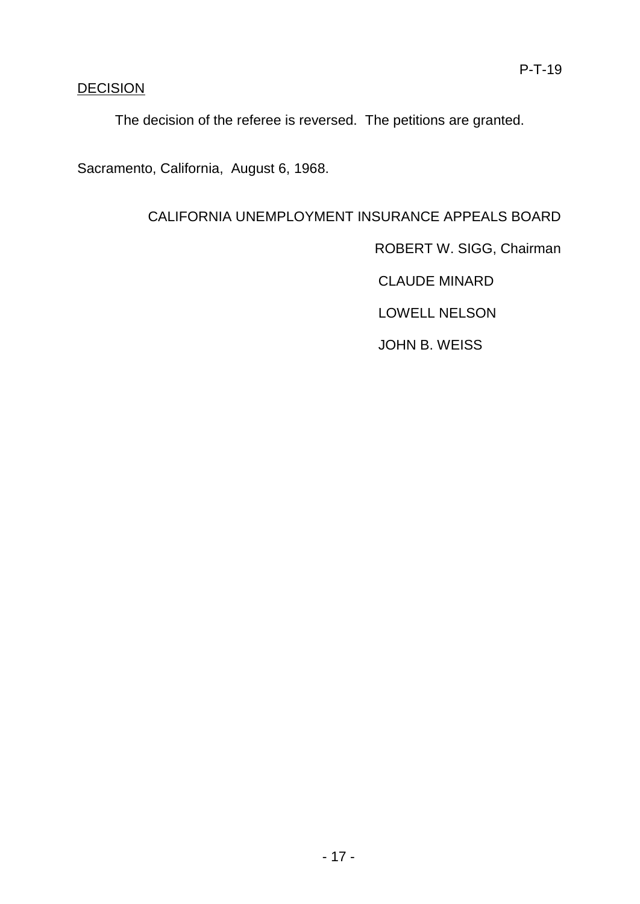DECISION

The decision of the referee is reversed. The petitions are granted.

Sacramento, California, August 6, 1968.

CALIFORNIA UNEMPLOYMENT INSURANCE APPEALS BOARD

ROBERT W. SIGG, Chairman

CLAUDE MINARD

LOWELL NELSON

JOHN B. WEISS